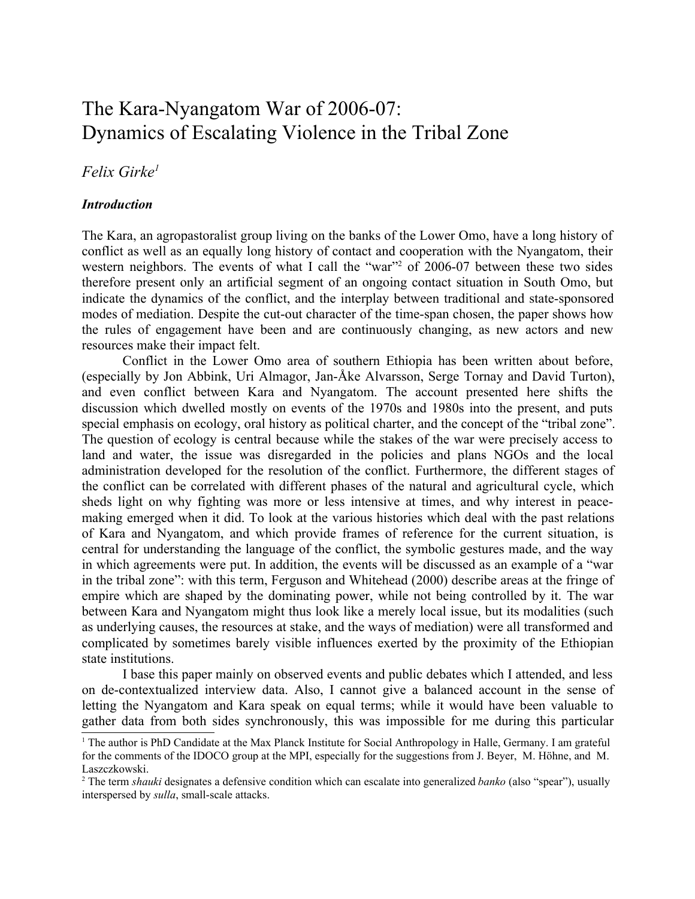# The Kara-Nyangatom War of 2006-07: Dynamics of Escalating Violence in the Tribal Zone

*Felix Girke*[1]

### *Introduction*

The Kara, an agropastoralist group living on the banks of the Lower Omo, have a long history of conflict as well as an equally long history of contact and cooperation with the Nyangatom, their western neighbors. The events of what I call the "war"[2] of 2006-07 between these two sides therefore present only an artificial segment of an ongoing contact situation in South Omo, but indicate the dynamics of the conflict, and the interplay between traditional and state-sponsored modes of mediation. Despite the cut-out character of the time-span chosen, the paper shows how the rules of engagement have been and are continuously changing, as new actors and new resources make their impact felt.

Conflict in the Lower Omo area of southern Ethiopia has been written about before, (especially by Jon Abbink, Uri Almagor, Jan-Åke Alvarsson, Serge Tornay and David Turton), and even conflict between Kara and Nyangatom. The account presented here shifts the discussion which dwelled mostly on events of the 1970s and 1980s into the present, and puts special emphasis on ecology, oral history as political charter, and the concept of the "tribal zone". The question of ecology is central because while the stakes of the war were precisely access to land and water, the issue was disregarded in the policies and plans NGOs and the local administration developed for the resolution of the conflict. Furthermore, the different stages of the conflict can be correlated with different phases of the natural and agricultural cycle, which sheds light on why fighting was more or less intensive at times, and why interest in peace-making emerged when it did. To look at the various histories which deal with the past relations of Kara and Nyangatom, and which provide frames of reference for the current situation, is central for understanding the language of the conflict, the symbolic gestures made, and the way in which agreements were put. In addition, the events will be discussed as an example of a "war in the tribal zone": with this term, Ferguson and Whitehead (2000) describe areas at the fringe of empire which are shaped by the dominating power, while not being controlled by it. The war between Kara and Nyangatom might thus look like a merely local issue, but its modalities (such as underlying causes, the resources at stake, and the ways of mediation) were all transformed and complicated by sometimes barely visible influences exerted by the proximity of the Ethiopian state institutions.

I base this paper mainly on observed events and public debates which I attended, and less on de-contextualized interview data. Also, I cannot give a balanced account in the sense of letting the Nyangatom and Kara speak on equal terms; while it would have been valuable to gather data from both sides synchronously, this was impossible for me during this particular

---

[1] The author is PhD Candidate at the Max Planck Institute for Social Anthropology in Halle, Germany. I am grateful for the comments of the IDOCO group at the MPI, especially for the suggestions from J. Beyer, M. Höhne, and M. Laszczkowski.

[2] The term *shauki* designates a defensive condition which can escalate into generalized *banko* (also "spear"), usually interspersed by *sulla*, small-scale attacks.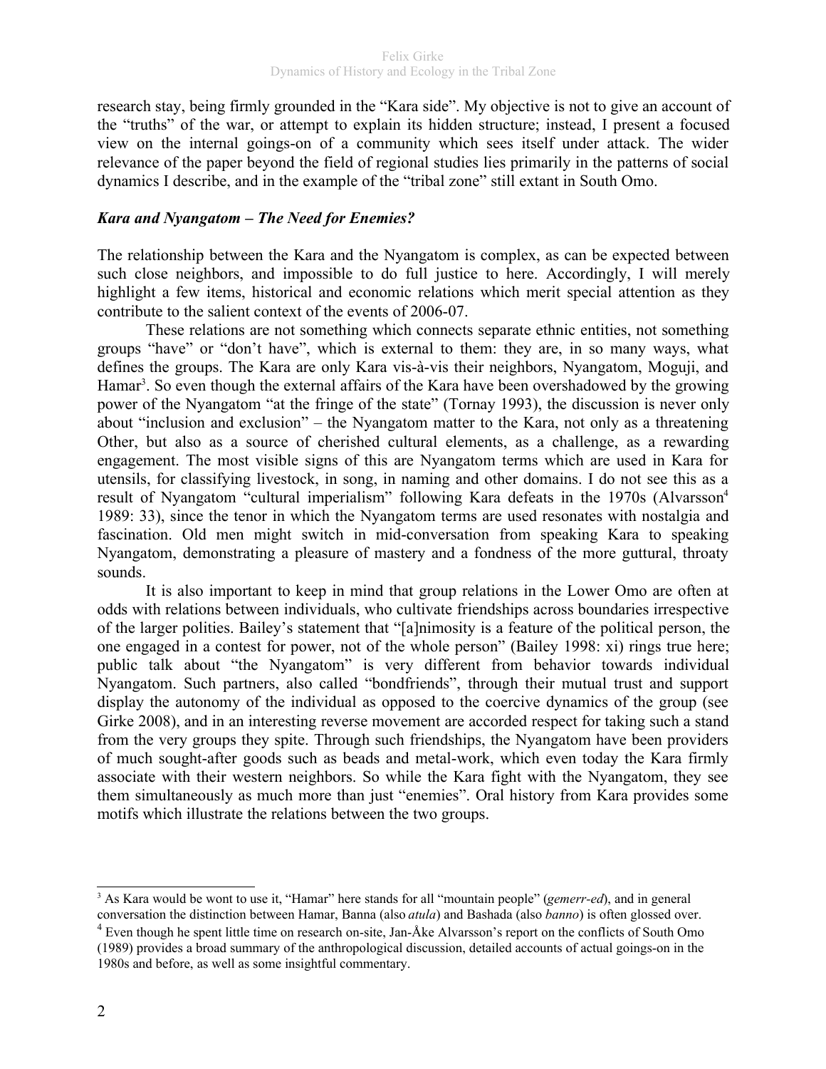research stay, being firmly grounded in the "Kara side". My objective is not to give an account of the "truths" of the war, or attempt to explain its hidden structure; instead, I present a focused view on the internal goings-on of a community which sees itself under attack. The wider relevance of the paper beyond the field of regional studies lies primarily in the patterns of social dynamics I describe, and in the example of the "tribal zone" still extant in South Omo.

### *Kara and Nyangatom – The Need for Enemies?*

The relationship between the Kara and the Nyangatom is complex, as can be expected between such close neighbors, and impossible to do full justice to here. Accordingly, I will merely highlight a few items, historical and economic relations which merit special attention as they contribute to the salient context of the events of 2006-07.

These relations are not something which connects separate ethnic entities, not something groups "have" or "don't have", which is external to them: they are, in so many ways, what defines the groups. The Kara are only Kara vis-à-vis their neighbors, Nyangatom, Moguji, and Hamar[3]. So even though the external affairs of the Kara have been overshadowed by the growing power of the Nyangatom "at the fringe of the state" (Tornay 1993), the discussion is never only about "inclusion and exclusion" – the Nyangatom matter to the Kara, not only as a threatening Other, but also as a source of cherished cultural elements, as a challenge, as a rewarding engagement. The most visible signs of this are Nyangatom terms which are used in Kara for utensils, for classifying livestock, in song, in naming and other domains. I do not see this as a result of Nyangatom "cultural imperialism" following Kara defeats in the 1970s (Alvarsson[4] 1989: 33), since the tenor in which the Nyangatom terms are used resonates with nostalgia and fascination. Old men might switch in mid-conversation from speaking Kara to speaking Nyangatom, demonstrating a pleasure of mastery and a fondness of the more guttural, throaty sounds.

It is also important to keep in mind that group relations in the Lower Omo are often at odds with relations between individuals, who cultivate friendships across boundaries irrespective of the larger polities. Bailey's statement that "[a]nimosity is a feature of the political person, the one engaged in a contest for power, not of the whole person" (Bailey 1998: xi) rings true here; public talk about "the Nyangatom" is very different from behavior towards individual Nyangatom. Such partners, also called "bondfriends", through their mutual trust and support display the autonomy of the individual as opposed to the coercive dynamics of the group (see Girke 2008), and in an interesting reverse movement are accorded respect for taking such a stand from the very groups they spite. Through such friendships, the Nyangatom have been providers of much sought-after goods such as beads and metal-work, which even today the Kara firmly associate with their western neighbors. So while the Kara fight with the Nyangatom, they see them simultaneously as much more than just "enemies". Oral history from Kara provides some motifs which illustrate the relations between the two groups.

---

[3] As Kara would be wont to use it, "Hamar" here stands for all "mountain people" (*gemerr-ed*), and in general conversation the distinction between Hamar, Banna (also *atula*) and Bashada (also *banno*) is often glossed over.

[4] Even though he spent little time on research on-site, Jan-Åke Alvarsson's report on the conflicts of South Omo (1989) provides a broad summary of the anthropological discussion, detailed accounts of actual goings-on in the 1980s and before, as well as some insightful commentary.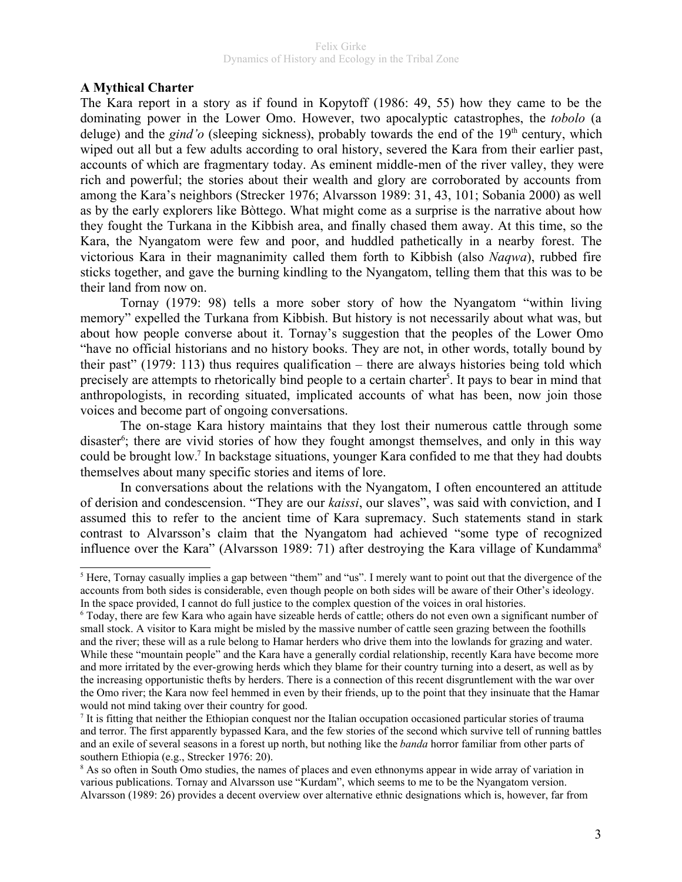## A Mythical Charter

The Kara report in a story as if found in Kopytoff (1986: 49, 55) how they came to be the dominating power in the Lower Omo. However, two apocalyptic catastrophes, the *tobolo* (a deluge) and the *gind'o* (sleeping sickness), probably towards the end of the 19th century, which wiped out all but a few adults according to oral history, severed the Kara from their earlier past, accounts of which are fragmentary today. As eminent middle-men of the river valley, they were rich and powerful; the stories about their wealth and glory are corroborated by accounts from among the Kara's neighbors (Strecker 1976; Alvarsson 1989: 31, 43, 101; Sobania 2000) as well as by the early explorers like Bòttego. What might come as a surprise is the narrative about how they fought the Turkana in the Kibbish area, and finally chased them away. At this time, so the Kara, the Nyangatom were few and poor, and huddled pathetically in a nearby forest. The victorious Kara in their magnanimity called them forth to Kibbish (also *Naqwa*), rubbed fire sticks together, and gave the burning kindling to the Nyangatom, telling them that this was to be their land from now on.

Tornay (1979: 98) tells a more sober story of how the Nyangatom "within living memory" expelled the Turkana from Kibbish. But history is not necessarily about what was, but about how people converse about it. Tornay's suggestion that the peoples of the Lower Omo "have no official historians and no history books. They are not, in other words, totally bound by their past" (1979: 113) thus requires qualification – there are always histories being told which precisely are attempts to rhetorically bind people to a certain charter[5]. It pays to bear in mind that anthropologists, in recording situated, implicated accounts of what has been, now join those voices and become part of ongoing conversations.

The on-stage Kara history maintains that they lost their numerous cattle through some disaster[6]; there are vivid stories of how they fought amongst themselves, and only in this way could be brought low.[7] In backstage situations, younger Kara confided to me that they had doubts themselves about many specific stories and items of lore.

In conversations about the relations with the Nyangatom, I often encountered an attitude of derision and condescension. "They are our *kaissi*, our slaves", was said with conviction, and I assumed this to refer to the ancient time of Kara supremacy. Such statements stand in stark contrast to Alvarsson's claim that the Nyangatom had achieved "some type of recognized influence over the Kara" (Alvarsson 1989: 71) after destroying the Kara village of Kundamma[8]

---

[5] Here, Tornay casually implies a gap between "them" and "us". I merely want to point out that the divergence of the accounts from both sides is considerable, even though people on both sides will be aware of their Other's ideology. In the space provided, I cannot do full justice to the complex question of the voices in oral histories.

[6] Today, there are few Kara who again have sizeable herds of cattle; others do not even own a significant number of small stock. A visitor to Kara might be misled by the massive number of cattle seen grazing between the foothills and the river; these will as a rule belong to Hamar herders who drive them into the lowlands for grazing and water. While these "mountain people" and the Kara have a generally cordial relationship, recently Kara have become more and more irritated by the ever-growing herds which they blame for their country turning into a desert, as well as by the increasing opportunistic thefts by herders. There is a connection of this recent disgruntlement with the war over the Omo river; the Kara now feel hemmed in even by their friends, up to the point that they insinuate that the Hamar would not mind taking over their country for good.

[7] It is fitting that neither the Ethiopian conquest nor the Italian occupation occasioned particular stories of trauma and terror. The first apparently bypassed Kara, and the few stories of the second which survive tell of running battles and an exile of several seasons in a forest up north, but nothing like the *banda* horror familiar from other parts of southern Ethiopia (e.g., Strecker 1976: 20).

[8] As so often in South Omo studies, the names of places and even ethnonyms appear in wide array of variation in various publications. Tornay and Alvarsson use "Kurdam", which seems to me to be the Nyangatom version. Alvarsson (1989: 26) provides a decent overview over alternative ethnic designations which is, however, far from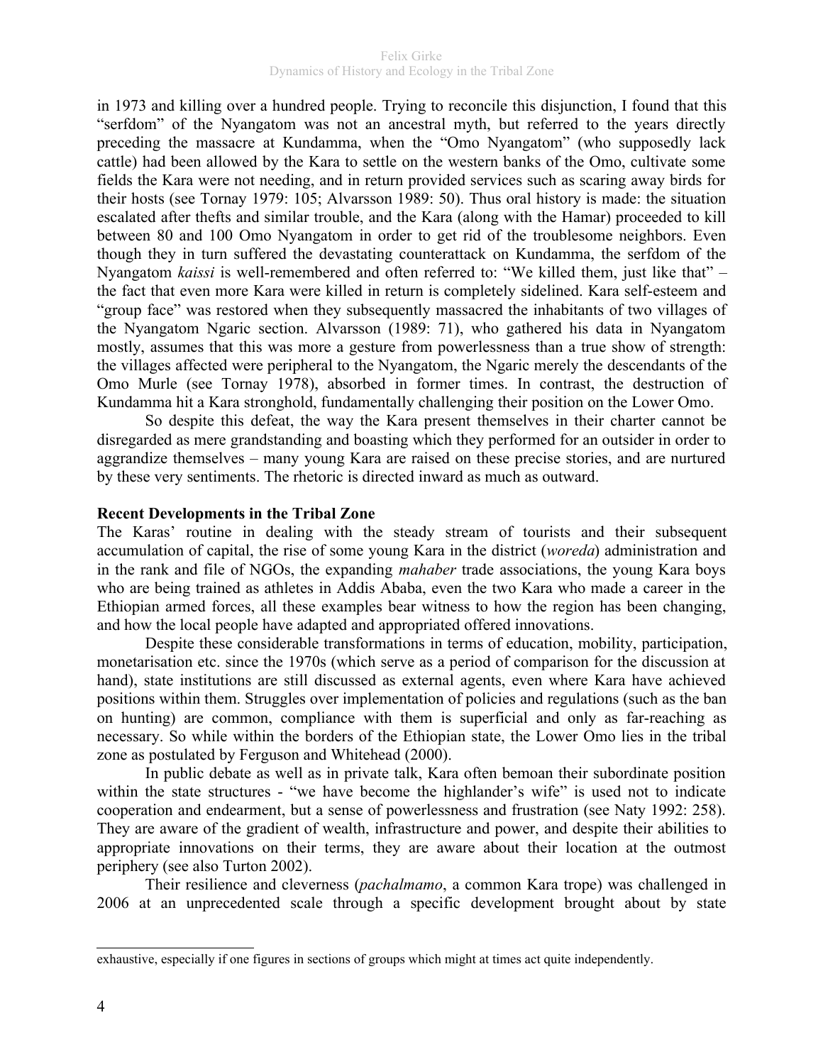in 1973 and killing over a hundred people. Trying to reconcile this disjunction, I found that this "serfdom" of the Nyangatom was not an ancestral myth, but referred to the years directly preceding the massacre at Kundamma, when the "Omo Nyangatom" (who supposedly lack cattle) had been allowed by the Kara to settle on the western banks of the Omo, cultivate some fields the Kara were not needing, and in return provided services such as scaring away birds for their hosts (see Tornay 1979: 105; Alvarsson 1989: 50). Thus oral history is made: the situation escalated after thefts and similar trouble, and the Kara (along with the Hamar) proceeded to kill between 80 and 100 Omo Nyangatom in order to get rid of the troublesome neighbors. Even though they in turn suffered the devastating counterattack on Kundamma, the serfdom of the Nyangatom *kaissi* is well-remembered and often referred to: "We killed them, just like that" – the fact that even more Kara were killed in return is completely sidelined. Kara self-esteem and "group face" was restored when they subsequently massacred the inhabitants of two villages of the Nyangatom Ngaric section. Alvarsson (1989: 71), who gathered his data in Nyangatom mostly, assumes that this was more a gesture from powerlessness than a true show of strength: the villages affected were peripheral to the Nyangatom, the Ngaric merely the descendants of the Omo Murle (see Tornay 1978), absorbed in former times. In contrast, the destruction of Kundamma hit a Kara stronghold, fundamentally challenging their position on the Lower Omo.

So despite this defeat, the way the Kara present themselves in their charter cannot be disregarded as mere grandstanding and boasting which they performed for an outsider in order to aggrandize themselves – many young Kara are raised on these precise stories, and are nurtured by these very sentiments. The rhetoric is directed inward as much as outward.

## Recent Developments in the Tribal Zone

The Karas' routine in dealing with the steady stream of tourists and their subsequent accumulation of capital, the rise of some young Kara in the district (*woreda*) administration and in the rank and file of NGOs, the expanding *mahaber* trade associations, the young Kara boys who are being trained as athletes in Addis Ababa, even the two Kara who made a career in the Ethiopian armed forces, all these examples bear witness to how the region has been changing, and how the local people have adapted and appropriated offered innovations.

Despite these considerable transformations in terms of education, mobility, participation, monetarisation etc. since the 1970s (which serve as a period of comparison for the discussion at hand), state institutions are still discussed as external agents, even where Kara have achieved positions within them. Struggles over implementation of policies and regulations (such as the ban on hunting) are common, compliance with them is superficial and only as far-reaching as necessary. So while within the borders of the Ethiopian state, the Lower Omo lies in the tribal zone as postulated by Ferguson and Whitehead (2000).

In public debate as well as in private talk, Kara often bemoan their subordinate position within the state structures - "we have become the highlander's wife" is used not to indicate cooperation and endearment, but a sense of powerlessness and frustration (see Naty 1992: 258). They are aware of the gradient of wealth, infrastructure and power, and despite their abilities to appropriate innovations on their terms, they are aware about their location at the outmost periphery (see also Turton 2002).

Their resilience and cleverness (*pachalmamo*, a common Kara trope) was challenged in 2006 at an unprecedented scale through a specific development brought about by state

exhaustive, especially if one figures in sections of groups which might at times act quite independently.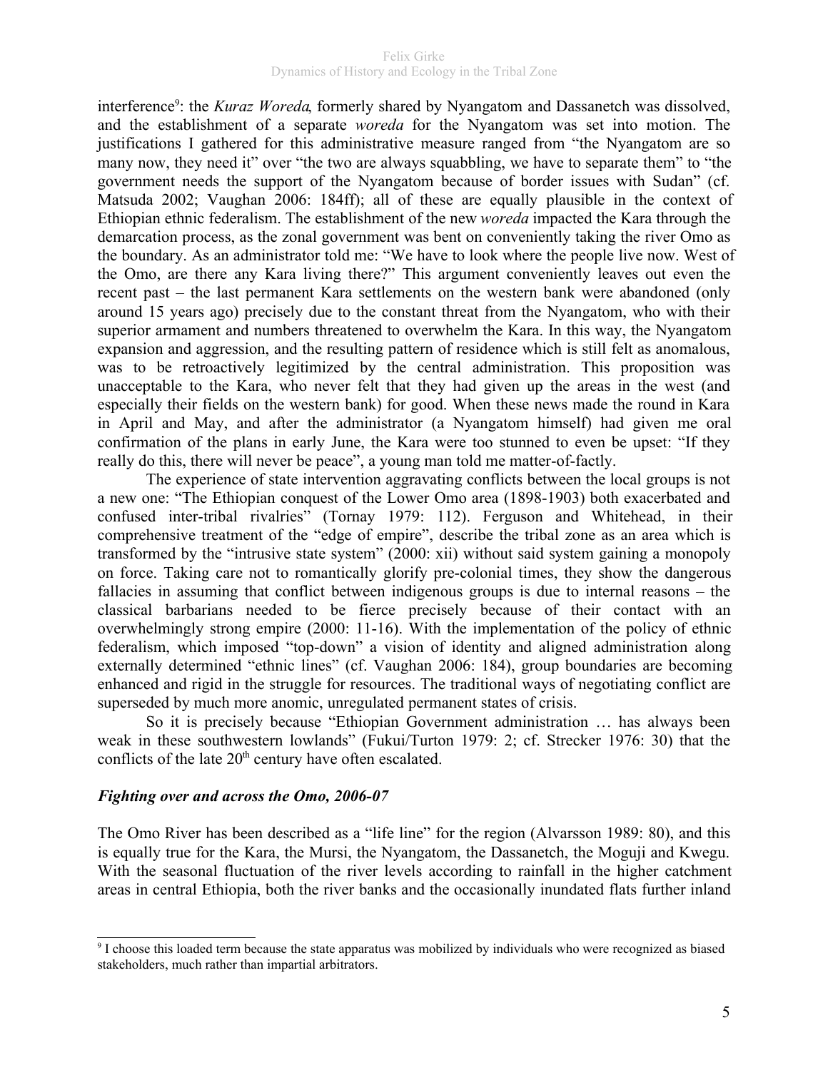interference[9]: the *Kuraz Woreda*, formerly shared by Nyangatom and Dassanetch was dissolved, and the establishment of a separate *woreda* for the Nyangatom was set into motion. The justifications I gathered for this administrative measure ranged from "the Nyangatom are so many now, they need it" over "the two are always squabbling, we have to separate them" to "the government needs the support of the Nyangatom because of border issues with Sudan" (cf. Matsuda 2002; Vaughan 2006: 184ff); all of these are equally plausible in the context of Ethiopian ethnic federalism. The establishment of the new *woreda* impacted the Kara through the demarcation process, as the zonal government was bent on conveniently taking the river Omo as the boundary. As an administrator told me: "We have to look where the people live now. West of the Omo, are there any Kara living there?" This argument conveniently leaves out even the recent past – the last permanent Kara settlements on the western bank were abandoned (only around 15 years ago) precisely due to the constant threat from the Nyangatom, who with their superior armament and numbers threatened to overwhelm the Kara. In this way, the Nyangatom expansion and aggression, and the resulting pattern of residence which is still felt as anomalous, was to be retroactively legitimized by the central administration. This proposition was unacceptable to the Kara, who never felt that they had given up the areas in the west (and especially their fields on the western bank) for good. When these news made the round in Kara in April and May, and after the administrator (a Nyangatom himself) had given me oral confirmation of the plans in early June, the Kara were too stunned to even be upset: "If they really do this, there will never be peace", a young man told me matter-of-factly.

The experience of state intervention aggravating conflicts between the local groups is not a new one: "The Ethiopian conquest of the Lower Omo area (1898-1903) both exacerbated and confused inter-tribal rivalries" (Tornay 1979: 112). Ferguson and Whitehead, in their comprehensive treatment of the "edge of empire", describe the tribal zone as an area which is transformed by the "intrusive state system" (2000: xii) without said system gaining a monopoly on force. Taking care not to romantically glorify pre-colonial times, they show the dangerous fallacies in assuming that conflict between indigenous groups is due to internal reasons – the classical barbarians needed to be fierce precisely because of their contact with an overwhelmingly strong empire (2000: 11-16). With the implementation of the policy of ethnic federalism, which imposed "top-down" a vision of identity and aligned administration along externally determined "ethnic lines" (cf. Vaughan 2006: 184), group boundaries are becoming enhanced and rigid in the struggle for resources. The traditional ways of negotiating conflict are superseded by much more anomic, unregulated permanent states of crisis.

So it is precisely because "Ethiopian Government administration … has always been weak in these southwestern lowlands" (Fukui/Turton 1979: 2; cf. Strecker 1976: 30) that the conflicts of the late 20th century have often escalated.

### *Fighting over and across the Omo, 2006-07*

The Omo River has been described as a "life line" for the region (Alvarsson 1989: 80), and this is equally true for the Kara, the Mursi, the Nyangatom, the Dassanetch, the Moguji and Kwegu. With the seasonal fluctuation of the river levels according to rainfall in the higher catchment areas in central Ethiopia, both the river banks and the occasionally inundated flats further inland

[9] I choose this loaded term because the state apparatus was mobilized by individuals who were recognized as biased stakeholders, much rather than impartial arbitrators.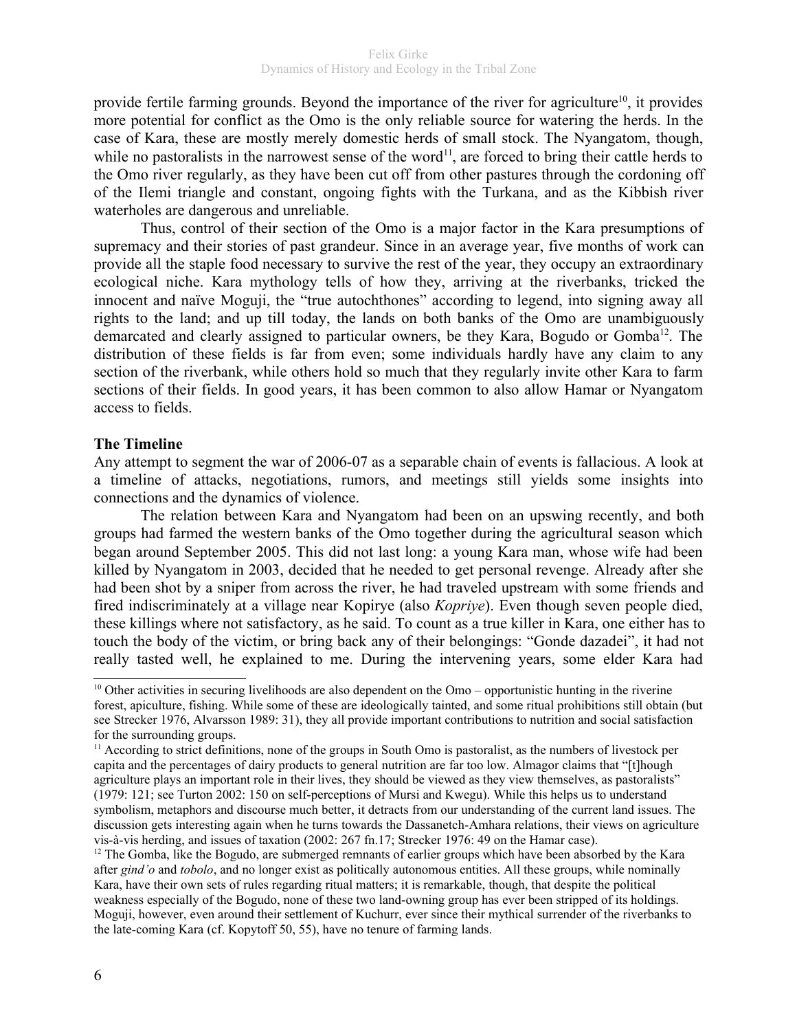provide fertile farming grounds. Beyond the importance of the river for agriculture[10], it provides more potential for conflict as the Omo is the only reliable source for watering the herds. In the case of Kara, these are mostly merely domestic herds of small stock. The Nyangatom, though, while no pastoralists in the narrowest sense of the word[11], are forced to bring their cattle herds to the Omo river regularly, as they have been cut off from other pastures through the cordoning off of the Ilemi triangle and constant, ongoing fights with the Turkana, and as the Kibbish river waterholes are dangerous and unreliable.

Thus, control of their section of the Omo is a major factor in the Kara presumptions of supremacy and their stories of past grandeur. Since in an average year, five months of work can provide all the staple food necessary to survive the rest of the year, they occupy an extraordinary ecological niche. Kara mythology tells of how they, arriving at the riverbanks, tricked the innocent and naïve Moguji, the "true autochthones" according to legend, into signing away all rights to the land; and up till today, the lands on both banks of the Omo are unambiguously demarcated and clearly assigned to particular owners, be they Kara, Bogudo or Gomba[12]. The distribution of these fields is far from even; some individuals hardly have any claim to any section of the riverbank, while others hold so much that they regularly invite other Kara to farm sections of their fields. In good years, it has been common to also allow Hamar or Nyangatom access to fields.

**The Timeline**

Any attempt to segment the war of 2006-07 as a separable chain of events is fallacious. A look at a timeline of attacks, negotiations, rumors, and meetings still yields some insights into connections and the dynamics of violence.

The relation between Kara and Nyangatom had been on an upswing recently, and both groups had farmed the western banks of the Omo together during the agricultural season which began around September 2005. This did not last long: a young Kara man, whose wife had been killed by Nyangatom in 2003, decided that he needed to get personal revenge. Already after she had been shot by a sniper from across the river, he had traveled upstream with some friends and fired indiscriminately at a village near Kopirye (also *Kopriye*). Even though seven people died, these killings where not satisfactory, as he said. To count as a true killer in Kara, one either has to touch the body of the victim, or bring back any of their belongings: "Gonde dazadei", it had not really tasted well, he explained to me. During the intervening years, some elder Kara had

---

[10] Other activities in securing livelihoods are also dependent on the Omo – opportunistic hunting in the riverine forest, apiculture, fishing. While some of these are ideologically tainted, and some ritual prohibitions still obtain (but see Strecker 1976, Alvarsson 1989: 31), they all provide important contributions to nutrition and social satisfaction for the surrounding groups.

[11] According to strict definitions, none of the groups in South Omo is pastoralist, as the numbers of livestock per capita and the percentages of dairy products to general nutrition are far too low. Almagor claims that "[t]hough agriculture plays an important role in their lives, they should be viewed as they view themselves, as pastoralists" (1979: 121; see Turton 2002: 150 on self-perceptions of Mursi and Kwegu). While this helps us to understand symbolism, metaphors and discourse much better, it detracts from our understanding of the current land issues. The discussion gets interesting again when he turns towards the Dassanetch-Amhara relations, their views on agriculture vis-à-vis herding, and issues of taxation (2002: 267 fn.17; Strecker 1976: 49 on the Hamar case).

[12] The Gomba, like the Bogudo, are submerged remnants of earlier groups which have been absorbed by the Kara after *gind'o* and *tobolo*, and no longer exist as politically autonomous entities. All these groups, while nominally Kara, have their own sets of rules regarding ritual matters; it is remarkable, though, that despite the political weakness especially of the Bogudo, none of these two land-owning group has ever been stripped of its holdings. Moguji, however, even around their settlement of Kuchurr, ever since their mythical surrender of the riverbanks to the late-coming Kara (cf. Kopytoff 50, 55), have no tenure of farming lands.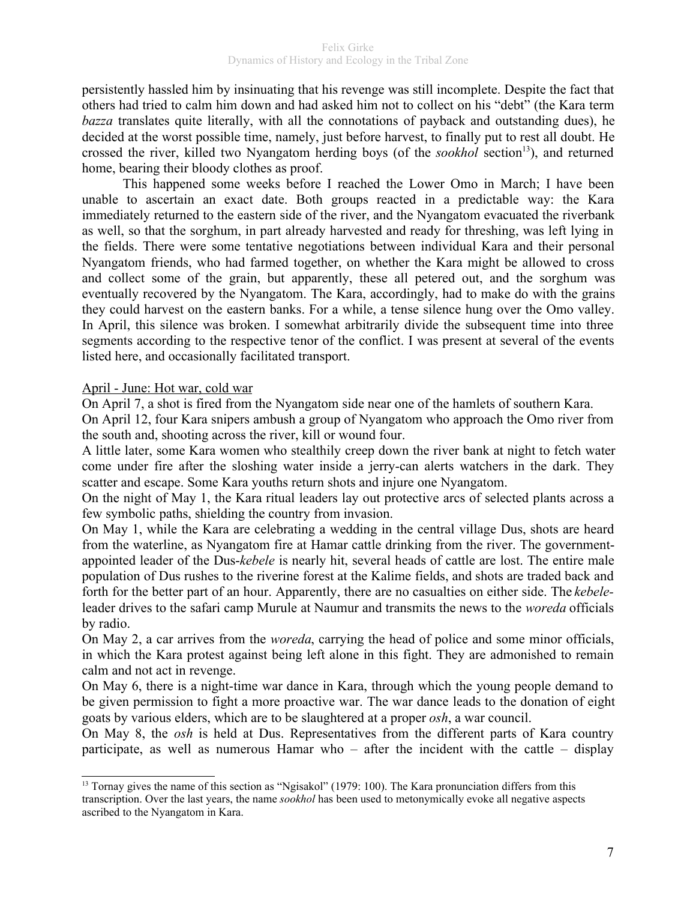persistently hassled him by insinuating that his revenge was still incomplete. Despite the fact that others had tried to calm him down and had asked him not to collect on his "debt" (the Kara term *bazza* translates quite literally, with all the connotations of payback and outstanding dues), he decided at the worst possible time, namely, just before harvest, to finally put to rest all doubt. He crossed the river, killed two Nyangatom herding boys (of the *sookhol* section[13]), and returned home, bearing their bloody clothes as proof.

This happened some weeks before I reached the Lower Omo in March; I have been unable to ascertain an exact date. Both groups reacted in a predictable way: the Kara immediately returned to the eastern side of the river, and the Nyangatom evacuated the riverbank as well, so that the sorghum, in part already harvested and ready for threshing, was left lying in the fields. There were some tentative negotiations between individual Kara and their personal Nyangatom friends, who had farmed together, on whether the Kara might be allowed to cross and collect some of the grain, but apparently, these all petered out, and the sorghum was eventually recovered by the Nyangatom. The Kara, accordingly, had to make do with the grains they could harvest on the eastern banks. For a while, a tense silence hung over the Omo valley. In April, this silence was broken. I somewhat arbitrarily divide the subsequent time into three segments according to the respective tenor of the conflict. I was present at several of the events listed here, and occasionally facilitated transport.

<u>April - June: Hot war, cold war</u>

On April 7, a shot is fired from the Nyangatom side near one of the hamlets of southern Kara.

On April 12, four Kara snipers ambush a group of Nyangatom who approach the Omo river from the south and, shooting across the river, kill or wound four.

A little later, some Kara women who stealthily creep down the river bank at night to fetch water come under fire after the sloshing water inside a jerry-can alerts watchers in the dark. They scatter and escape. Some Kara youths return shots and injure one Nyangatom.

On the night of May 1, the Kara ritual leaders lay out protective arcs of selected plants across a few symbolic paths, shielding the country from invasion.

On May 1, while the Kara are celebrating a wedding in the central village Dus, shots are heard from the waterline, as Nyangatom fire at Hamar cattle drinking from the river. The government-appointed leader of the Dus-*kebele* is nearly hit, several heads of cattle are lost. The entire male population of Dus rushes to the riverine forest at the Kalime fields, and shots are traded back and forth for the better part of an hour. Apparently, there are no casualties on either side. The *kebele*-leader drives to the safari camp Murule at Naumur and transmits the news to the *woreda* officials by radio.

On May 2, a car arrives from the *woreda*, carrying the head of police and some minor officials, in which the Kara protest against being left alone in this fight. They are admonished to remain calm and not act in revenge.

On May 6, there is a night-time war dance in Kara, through which the young people demand to be given permission to fight a more proactive war. The war dance leads to the donation of eight goats by various elders, which are to be slaughtered at a proper *osh*, a war council.

On May 8, the *osh* is held at Dus. Representatives from the different parts of Kara country participate, as well as numerous Hamar who – after the incident with the cattle – display

---

[13] Tornay gives the name of this section as "Ngisakol" (1979: 100). The Kara pronunciation differs from this transcription. Over the last years, the name *sookhol* has been used to metonymically evoke all negative aspects ascribed to the Nyangatom in Kara.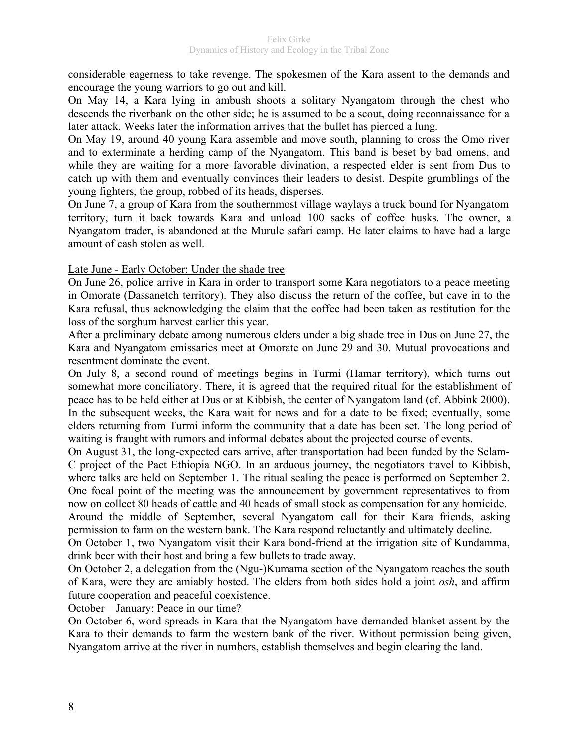considerable eagerness to take revenge. The spokesmen of the Kara assent to the demands and encourage the young warriors to go out and kill.

On May 14, a Kara lying in ambush shoots a solitary Nyangatom through the chest who descends the riverbank on the other side; he is assumed to be a scout, doing reconnaissance for a later attack. Weeks later the information arrives that the bullet has pierced a lung.

On May 19, around 40 young Kara assemble and move south, planning to cross the Omo river and to exterminate a herding camp of the Nyangatom. This band is beset by bad omens, and while they are waiting for a more favorable divination, a respected elder is sent from Dus to catch up with them and eventually convinces their leaders to desist. Despite grumblings of the young fighters, the group, robbed of its heads, disperses.

On June 7, a group of Kara from the southernmost village waylays a truck bound for Nyangatom territory, turn it back towards Kara and unload 100 sacks of coffee husks. The owner, a Nyangatom trader, is abandoned at the Murule safari camp. He later claims to have had a large amount of cash stolen as well.

Late June - Early October: Under the shade tree

On June 26, police arrive in Kara in order to transport some Kara negotiators to a peace meeting in Omorate (Dassanetch territory). They also discuss the return of the coffee, but cave in to the Kara refusal, thus acknowledging the claim that the coffee had been taken as restitution for the loss of the sorghum harvest earlier this year.

After a preliminary debate among numerous elders under a big shade tree in Dus on June 27, the Kara and Nyangatom emissaries meet at Omorate on June 29 and 30. Mutual provocations and resentment dominate the event.

On July 8, a second round of meetings begins in Turmi (Hamar territory), which turns out somewhat more conciliatory. There, it is agreed that the required ritual for the establishment of peace has to be held either at Dus or at Kibbish, the center of Nyangatom land (cf. Abbink 2000). In the subsequent weeks, the Kara wait for news and for a date to be fixed; eventually, some elders returning from Turmi inform the community that a date has been set. The long period of waiting is fraught with rumors and informal debates about the projected course of events.

On August 31, the long-expected cars arrive, after transportation had been funded by the Selam-C project of the Pact Ethiopia NGO. In an arduous journey, the negotiators travel to Kibbish, where talks are held on September 1. The ritual sealing the peace is performed on September 2. One focal point of the meeting was the announcement by government representatives to from now on collect 80 heads of cattle and 40 heads of small stock as compensation for any homicide.

Around the middle of September, several Nyangatom call for their Kara friends, asking permission to farm on the western bank. The Kara respond reluctantly and ultimately decline.

On October 1, two Nyangatom visit their Kara bond-friend at the irrigation site of Kundamma, drink beer with their host and bring a few bullets to trade away.

On October 2, a delegation from the (Ngu-)Kumama section of the Nyangatom reaches the south of Kara, were they are amiably hosted. The elders from both sides hold a joint *osh*, and affirm future cooperation and peaceful coexistence.

October – January: Peace in our time?

On October 6, word spreads in Kara that the Nyangatom have demanded blanket assent by the Kara to their demands to farm the western bank of the river. Without permission being given, Nyangatom arrive at the river in numbers, establish themselves and begin clearing the land.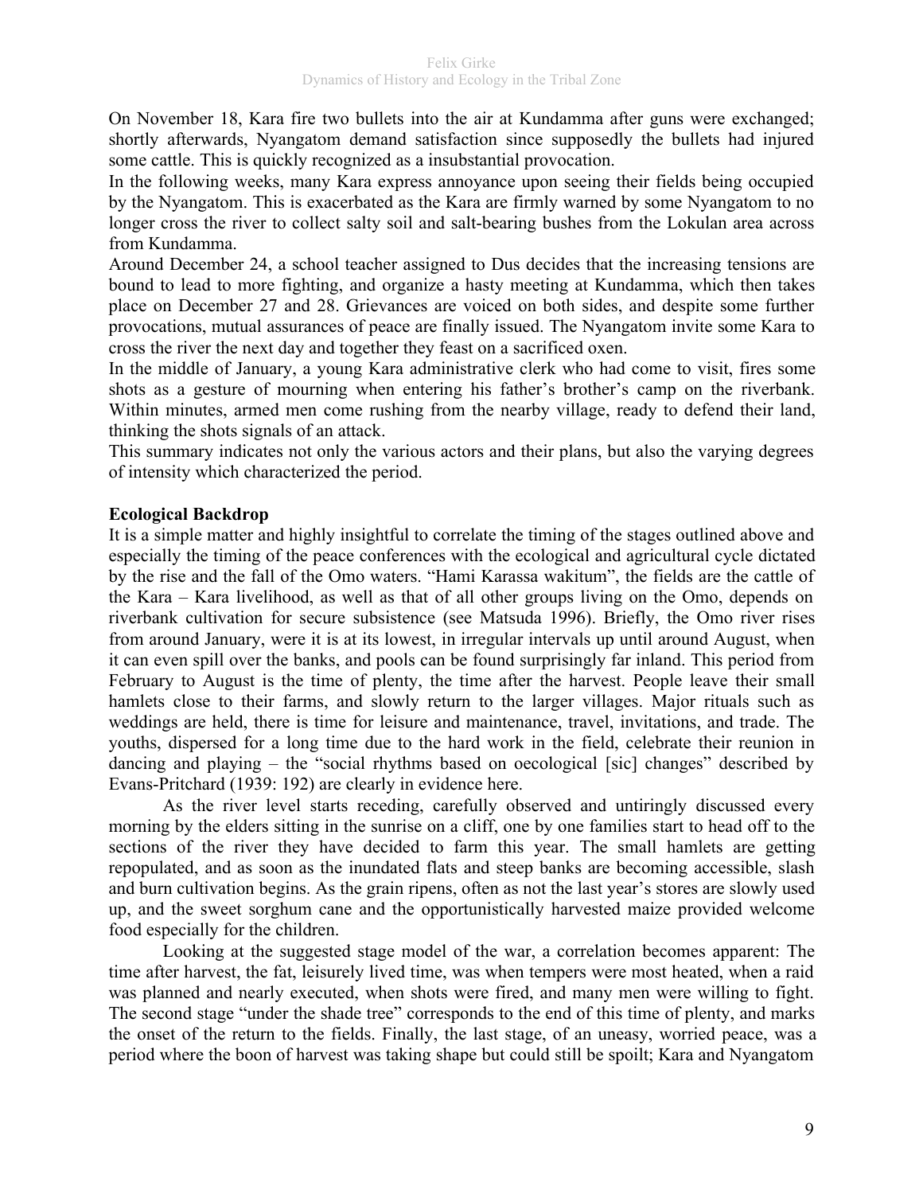On November 18, Kara fire two bullets into the air at Kundamma after guns were exchanged; shortly afterwards, Nyangatom demand satisfaction since supposedly the bullets had injured some cattle. This is quickly recognized as a insubstantial provocation.

In the following weeks, many Kara express annoyance upon seeing their fields being occupied by the Nyangatom. This is exacerbated as the Kara are firmly warned by some Nyangatom to no longer cross the river to collect salty soil and salt-bearing bushes from the Lokulan area across from Kundamma.

Around December 24, a school teacher assigned to Dus decides that the increasing tensions are bound to lead to more fighting, and organize a hasty meeting at Kundamma, which then takes place on December 27 and 28. Grievances are voiced on both sides, and despite some further provocations, mutual assurances of peace are finally issued. The Nyangatom invite some Kara to cross the river the next day and together they feast on a sacrificed oxen.

In the middle of January, a young Kara administrative clerk who had come to visit, fires some shots as a gesture of mourning when entering his father's brother's camp on the riverbank. Within minutes, armed men come rushing from the nearby village, ready to defend their land, thinking the shots signals of an attack.

This summary indicates not only the various actors and their plans, but also the varying degrees of intensity which characterized the period.

**Ecological Backdrop**

It is a simple matter and highly insightful to correlate the timing of the stages outlined above and especially the timing of the peace conferences with the ecological and agricultural cycle dictated by the rise and the fall of the Omo waters. "Hami Karassa wakitum", the fields are the cattle of the Kara – Kara livelihood, as well as that of all other groups living on the Omo, depends on riverbank cultivation for secure subsistence (see Matsuda 1996). Briefly, the Omo river rises from around January, were it is at its lowest, in irregular intervals up until around August, when it can even spill over the banks, and pools can be found surprisingly far inland. This period from February to August is the time of plenty, the time after the harvest. People leave their small hamlets close to their farms, and slowly return to the larger villages. Major rituals such as weddings are held, there is time for leisure and maintenance, travel, invitations, and trade. The youths, dispersed for a long time due to the hard work in the field, celebrate their reunion in dancing and playing – the "social rhythms based on oecological [sic] changes" described by Evans-Pritchard (1939: 192) are clearly in evidence here.

As the river level starts receding, carefully observed and untiringly discussed every morning by the elders sitting in the sunrise on a cliff, one by one families start to head off to the sections of the river they have decided to farm this year. The small hamlets are getting repopulated, and as soon as the inundated flats and steep banks are becoming accessible, slash and burn cultivation begins. As the grain ripens, often as not the last year's stores are slowly used up, and the sweet sorghum cane and the opportunistically harvested maize provided welcome food especially for the children.

Looking at the suggested stage model of the war, a correlation becomes apparent: The time after harvest, the fat, leisurely lived time, was when tempers were most heated, when a raid was planned and nearly executed, when shots were fired, and many men were willing to fight. The second stage "under the shade tree" corresponds to the end of this time of plenty, and marks the onset of the return to the fields. Finally, the last stage, of an uneasy, worried peace, was a period where the boon of harvest was taking shape but could still be spoilt; Kara and Nyangatom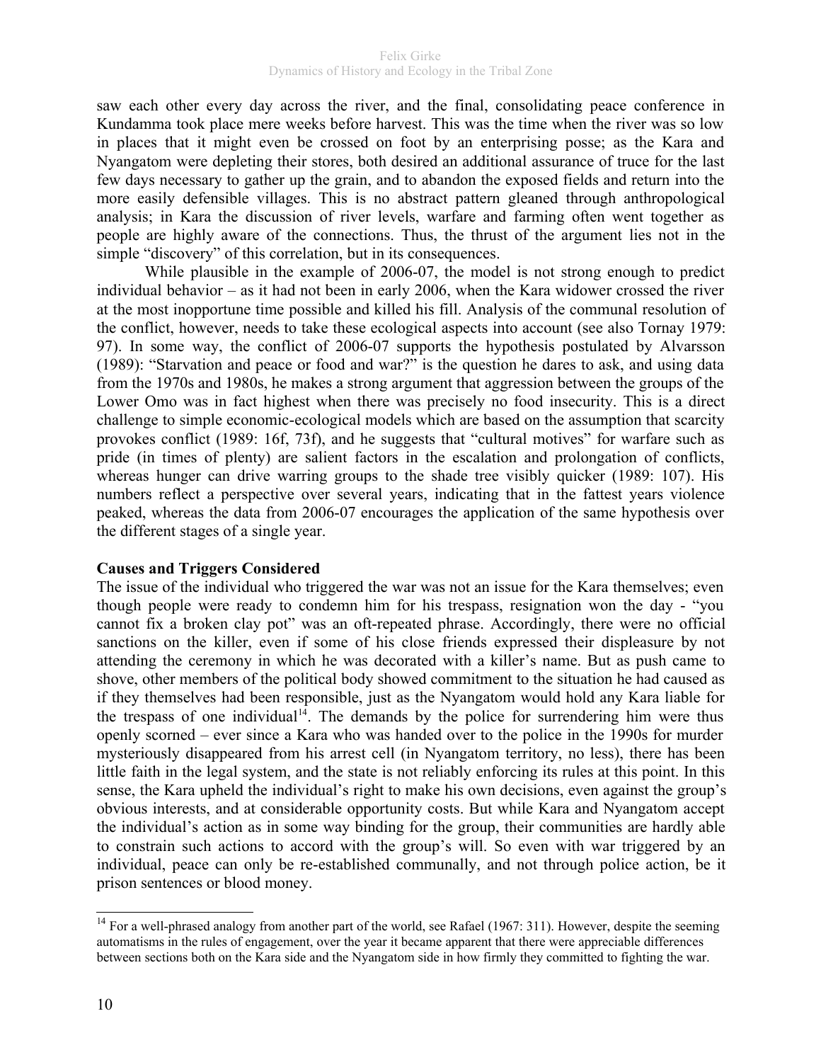saw each other every day across the river, and the final, consolidating peace conference in Kundamma took place mere weeks before harvest. This was the time when the river was so low in places that it might even be crossed on foot by an enterprising posse; as the Kara and Nyangatom were depleting their stores, both desired an additional assurance of truce for the last few days necessary to gather up the grain, and to abandon the exposed fields and return into the more easily defensible villages. This is no abstract pattern gleaned through anthropological analysis; in Kara the discussion of river levels, warfare and farming often went together as people are highly aware of the connections. Thus, the thrust of the argument lies not in the simple "discovery" of this correlation, but in its consequences.

While plausible in the example of 2006-07, the model is not strong enough to predict individual behavior – as it had not been in early 2006, when the Kara widower crossed the river at the most inopportune time possible and killed his fill. Analysis of the communal resolution of the conflict, however, needs to take these ecological aspects into account (see also Tornay 1979: 97). In some way, the conflict of 2006-07 supports the hypothesis postulated by Alvarsson (1989): "Starvation and peace or food and war?" is the question he dares to ask, and using data from the 1970s and 1980s, he makes a strong argument that aggression between the groups of the Lower Omo was in fact highest when there was precisely no food insecurity. This is a direct challenge to simple economic-ecological models which are based on the assumption that scarcity provokes conflict (1989: 16f, 73f), and he suggests that "cultural motives" for warfare such as pride (in times of plenty) are salient factors in the escalation and prolongation of conflicts, whereas hunger can drive warring groups to the shade tree visibly quicker (1989: 107). His numbers reflect a perspective over several years, indicating that in the fattest years violence peaked, whereas the data from 2006-07 encourages the application of the same hypothesis over the different stages of a single year.

**Causes and Triggers Considered**

The issue of the individual who triggered the war was not an issue for the Kara themselves; even though people were ready to condemn him for his trespass, resignation won the day - "you cannot fix a broken clay pot" was an oft-repeated phrase. Accordingly, there were no official sanctions on the killer, even if some of his close friends expressed their displeasure by not attending the ceremony in which he was decorated with a killer's name. But as push came to shove, other members of the political body showed commitment to the situation he had caused as if they themselves had been responsible, just as the Nyangatom would hold any Kara liable for the trespass of one individual[14]. The demands by the police for surrendering him were thus openly scorned – ever since a Kara who was handed over to the police in the 1990s for murder mysteriously disappeared from his arrest cell (in Nyangatom territory, no less), there has been little faith in the legal system, and the state is not reliably enforcing its rules at this point. In this sense, the Kara upheld the individual's right to make his own decisions, even against the group's obvious interests, and at considerable opportunity costs. But while Kara and Nyangatom accept the individual's action as in some way binding for the group, their communities are hardly able to constrain such actions to accord with the group's will. So even with war triggered by an individual, peace can only be re-established communally, and not through police action, be it prison sentences or blood money.

[14] For a well-phrased analogy from another part of the world, see Rafael (1967: 311). However, despite the seeming automatisms in the rules of engagement, over the year it became apparent that there were appreciable differences between sections both on the Kara side and the Nyangatom side in how firmly they committed to fighting the war.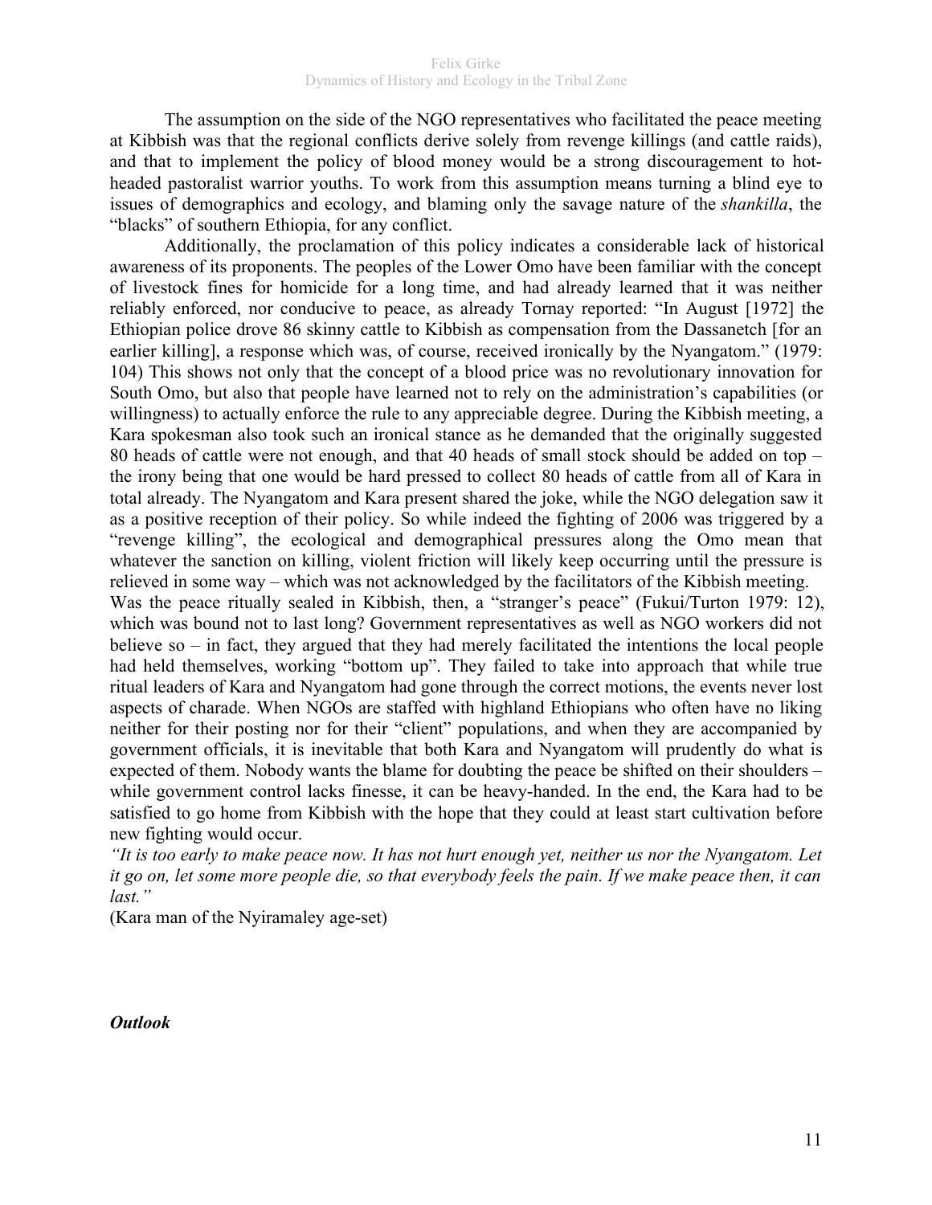The assumption on the side of the NGO representatives who facilitated the peace meeting at Kibbish was that the regional conflicts derive solely from revenge killings (and cattle raids), and that to implement the policy of blood money would be a strong discouragement to hot-headed pastoralist warrior youths. To work from this assumption means turning a blind eye to issues of demographics and ecology, and blaming only the savage nature of the *shankilla*, the "blacks" of southern Ethiopia, for any conflict.

Additionally, the proclamation of this policy indicates a considerable lack of historical awareness of its proponents. The peoples of the Lower Omo have been familiar with the concept of livestock fines for homicide for a long time, and had already learned that it was neither reliably enforced, nor conducive to peace, as already Tornay reported: "In August [1972] the Ethiopian police drove 86 skinny cattle to Kibbish as compensation from the Dassanetch [for an earlier killing], a response which was, of course, received ironically by the Nyangatom." (1979: 104) This shows not only that the concept of a blood price was no revolutionary innovation for South Omo, but also that people have learned not to rely on the administration's capabilities (or willingness) to actually enforce the rule to any appreciable degree. During the Kibbish meeting, a Kara spokesman also took such an ironical stance as he demanded that the originally suggested 80 heads of cattle were not enough, and that 40 heads of small stock should be added on top – the irony being that one would be hard pressed to collect 80 heads of cattle from all of Kara in total already. The Nyangatom and Kara present shared the joke, while the NGO delegation saw it as a positive reception of their policy. So while indeed the fighting of 2006 was triggered by a "revenge killing", the ecological and demographical pressures along the Omo mean that whatever the sanction on killing, violent friction will likely keep occurring until the pressure is relieved in some way – which was not acknowledged by the facilitators of the Kibbish meeting.

Was the peace ritually sealed in Kibbish, then, a "stranger's peace" (Fukui/Turton 1979: 12), which was bound not to last long? Government representatives as well as NGO workers did not believe so – in fact, they argued that they had merely facilitated the intentions the local people had held themselves, working "bottom up". They failed to take into approach that while true ritual leaders of Kara and Nyangatom had gone through the correct motions, the events never lost aspects of charade. When NGOs are staffed with highland Ethiopians who often have no liking neither for their posting nor for their "client" populations, and when they are accompanied by government officials, it is inevitable that both Kara and Nyangatom will prudently do what is expected of them. Nobody wants the blame for doubting the peace be shifted on their shoulders – while government control lacks finesse, it can be heavy-handed. In the end, the Kara had to be satisfied to go home from Kibbish with the hope that they could at least start cultivation before new fighting would occur.

*"It is too early to make peace now. It has not hurt enough yet, neither us nor the Nyangatom. Let it go on, let some more people die, so that everybody feels the pain. If we make peace then, it can last."*

(Kara man of the Nyiramaley age-set)

***Outlook***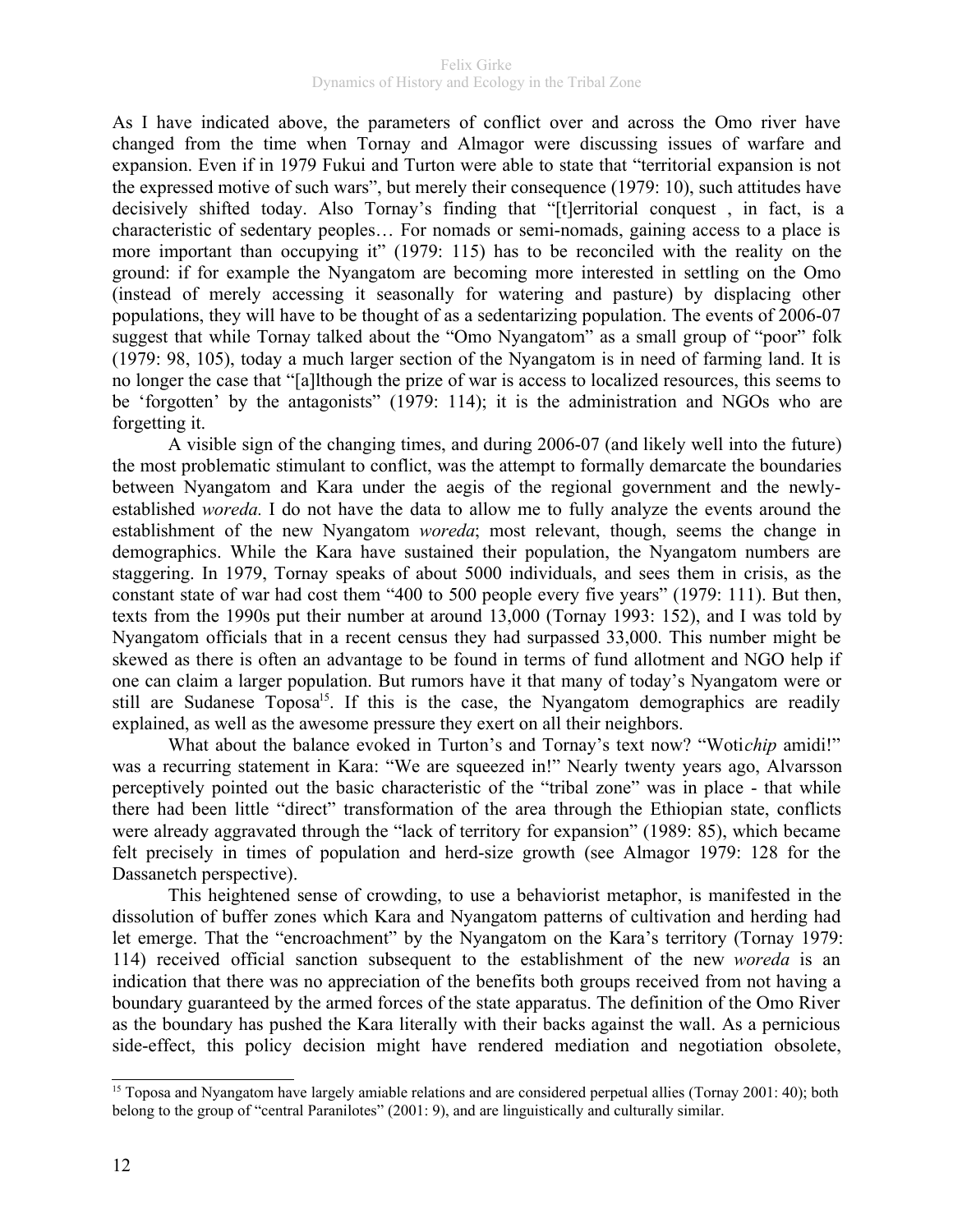As I have indicated above, the parameters of conflict over and across the Omo river have changed from the time when Tornay and Almagor were discussing issues of warfare and expansion. Even if in 1979 Fukui and Turton were able to state that "territorial expansion is not the expressed motive of such wars", but merely their consequence (1979: 10), such attitudes have decisively shifted today. Also Tornay's finding that "[t]erritorial conquest , in fact, is a characteristic of sedentary peoples… For nomads or semi-nomads, gaining access to a place is more important than occupying it" (1979: 115) has to be reconciled with the reality on the ground: if for example the Nyangatom are becoming more interested in settling on the Omo (instead of merely accessing it seasonally for watering and pasture) by displacing other populations, they will have to be thought of as a sedentarizing population. The events of 2006-07 suggest that while Tornay talked about the "Omo Nyangatom" as a small group of "poor" folk (1979: 98, 105), today a much larger section of the Nyangatom is in need of farming land. It is no longer the case that "[a]lthough the prize of war is access to localized resources, this seems to be 'forgotten' by the antagonists" (1979: 114); it is the administration and NGOs who are forgetting it.

A visible sign of the changing times, and during 2006-07 (and likely well into the future) the most problematic stimulant to conflict, was the attempt to formally demarcate the boundaries between Nyangatom and Kara under the aegis of the regional government and the newly-established *woreda.* I do not have the data to allow me to fully analyze the events around the establishment of the new Nyangatom *woreda*; most relevant, though, seems the change in demographics. While the Kara have sustained their population, the Nyangatom numbers are staggering. In 1979, Tornay speaks of about 5000 individuals, and sees them in crisis, as the constant state of war had cost them "400 to 500 people every five years" (1979: 111). But then, texts from the 1990s put their number at around 13,000 (Tornay 1993: 152), and I was told by Nyangatom officials that in a recent census they had surpassed 33,000. This number might be skewed as there is often an advantage to be found in terms of fund allotment and NGO help if one can claim a larger population. But rumors have it that many of today's Nyangatom were or still are Sudanese Toposa[15]. If this is the case, the Nyangatom demographics are readily explained, as well as the awesome pressure they exert on all their neighbors.

What about the balance evoked in Turton's and Tornay's text now? "Woti*chip* amidi!" was a recurring statement in Kara: "We are squeezed in!" Nearly twenty years ago, Alvarsson perceptively pointed out the basic characteristic of the "tribal zone" was in place - that while there had been little "direct" transformation of the area through the Ethiopian state, conflicts were already aggravated through the "lack of territory for expansion" (1989: 85), which became felt precisely in times of population and herd-size growth (see Almagor 1979: 128 for the Dassanetch perspective).

This heightened sense of crowding, to use a behaviorist metaphor, is manifested in the dissolution of buffer zones which Kara and Nyangatom patterns of cultivation and herding had let emerge. That the "encroachment" by the Nyangatom on the Kara's territory (Tornay 1979: 114) received official sanction subsequent to the establishment of the new *woreda* is an indication that there was no appreciation of the benefits both groups received from not having a boundary guaranteed by the armed forces of the state apparatus. The definition of the Omo River as the boundary has pushed the Kara literally with their backs against the wall. As a pernicious side-effect, this policy decision might have rendered mediation and negotiation obsolete,

---

[15] Toposa and Nyangatom have largely amiable relations and are considered perpetual allies (Tornay 2001: 40); both belong to the group of "central Paranilotes" (2001: 9), and are linguistically and culturally similar.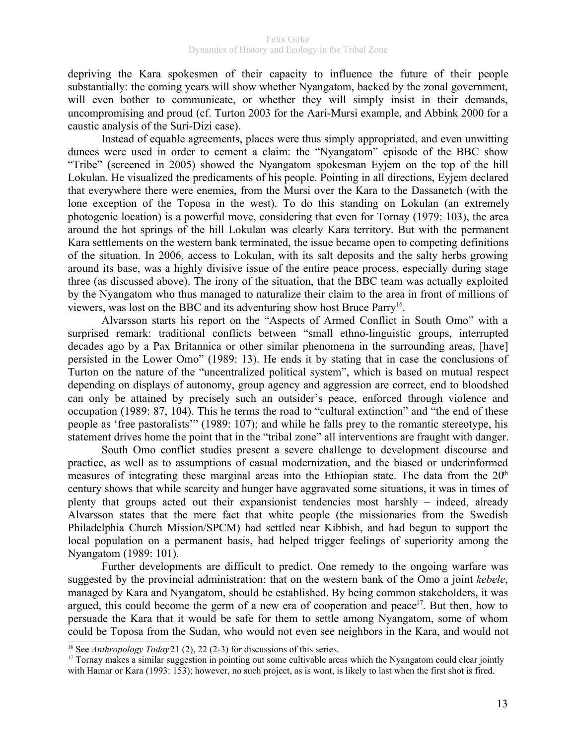depriving the Kara spokesmen of their capacity to influence the future of their people substantially: the coming years will show whether Nyangatom, backed by the zonal government, will even bother to communicate, or whether they will simply insist in their demands, uncompromising and proud (cf. Turton 2003 for the Aari-Mursi example, and Abbink 2000 for a caustic analysis of the Suri-Dizi case).

Instead of equable agreements, places were thus simply appropriated, and even unwitting dunces were used in order to cement a claim: the "Nyangatom" episode of the BBC show "Tribe" (screened in 2005) showed the Nyangatom spokesman Eyjem on the top of the hill Lokulan. He visualized the predicaments of his people. Pointing in all directions, Eyjem declared that everywhere there were enemies, from the Mursi over the Kara to the Dassanetch (with the lone exception of the Toposa in the west). To do this standing on Lokulan (an extremely photogenic location) is a powerful move, considering that even for Tornay (1979: 103), the area around the hot springs of the hill Lokulan was clearly Kara territory. But with the permanent Kara settlements on the western bank terminated, the issue became open to competing definitions of the situation. In 2006, access to Lokulan, with its salt deposits and the salty herbs growing around its base, was a highly divisive issue of the entire peace process, especially during stage three (as discussed above). The irony of the situation, that the BBC team was actually exploited by the Nyangatom who thus managed to naturalize their claim to the area in front of millions of viewers, was lost on the BBC and its adventuring show host Bruce Parry[16].

Alvarsson starts his report on the "Aspects of Armed Conflict in South Omo" with a surprised remark: traditional conflicts between "small ethno-linguistic groups, interrupted decades ago by a Pax Britannica or other similar phenomena in the surrounding areas, [have] persisted in the Lower Omo" (1989: 13). He ends it by stating that in case the conclusions of Turton on the nature of the "uncentralized political system", which is based on mutual respect depending on displays of autonomy, group agency and aggression are correct, end to bloodshed can only be attained by precisely such an outsider's peace, enforced through violence and occupation (1989: 87, 104). This he terms the road to "cultural extinction" and "the end of these people as 'free pastoralists'" (1989: 107); and while he falls prey to the romantic stereotype, his statement drives home the point that in the "tribal zone" all interventions are fraught with danger.

South Omo conflict studies present a severe challenge to development discourse and practice, as well as to assumptions of casual modernization, and the biased or underinformed measures of integrating these marginal areas into the Ethiopian state. The data from the 20th century shows that while scarcity and hunger have aggravated some situations, it was in times of plenty that groups acted out their expansionist tendencies most harshly – indeed, already Alvarsson states that the mere fact that white people (the missionaries from the Swedish Philadelphia Church Mission/SPCM) had settled near Kibbish, and had begun to support the local population on a permanent basis, had helped trigger feelings of superiority among the Nyangatom (1989: 101).

Further developments are difficult to predict. One remedy to the ongoing warfare was suggested by the provincial administration: that on the western bank of the Omo a joint *kebele*, managed by Kara and Nyangatom, should be established. By being common stakeholders, it was argued, this could become the germ of a new era of cooperation and peace[17]. But then, how to persuade the Kara that it would be safe for them to settle among Nyangatom, some of whom could be Toposa from the Sudan, who would not even see neighbors in the Kara, and would not

---

[16] See *Anthropology Today* 21 (2), 22 (2-3) for discussions of this series.

[17] Tornay makes a similar suggestion in pointing out some cultivable areas which the Nyangatom could clear jointly with Hamar or Kara (1993: 153); however, no such project, as is wont, is likely to last when the first shot is fired.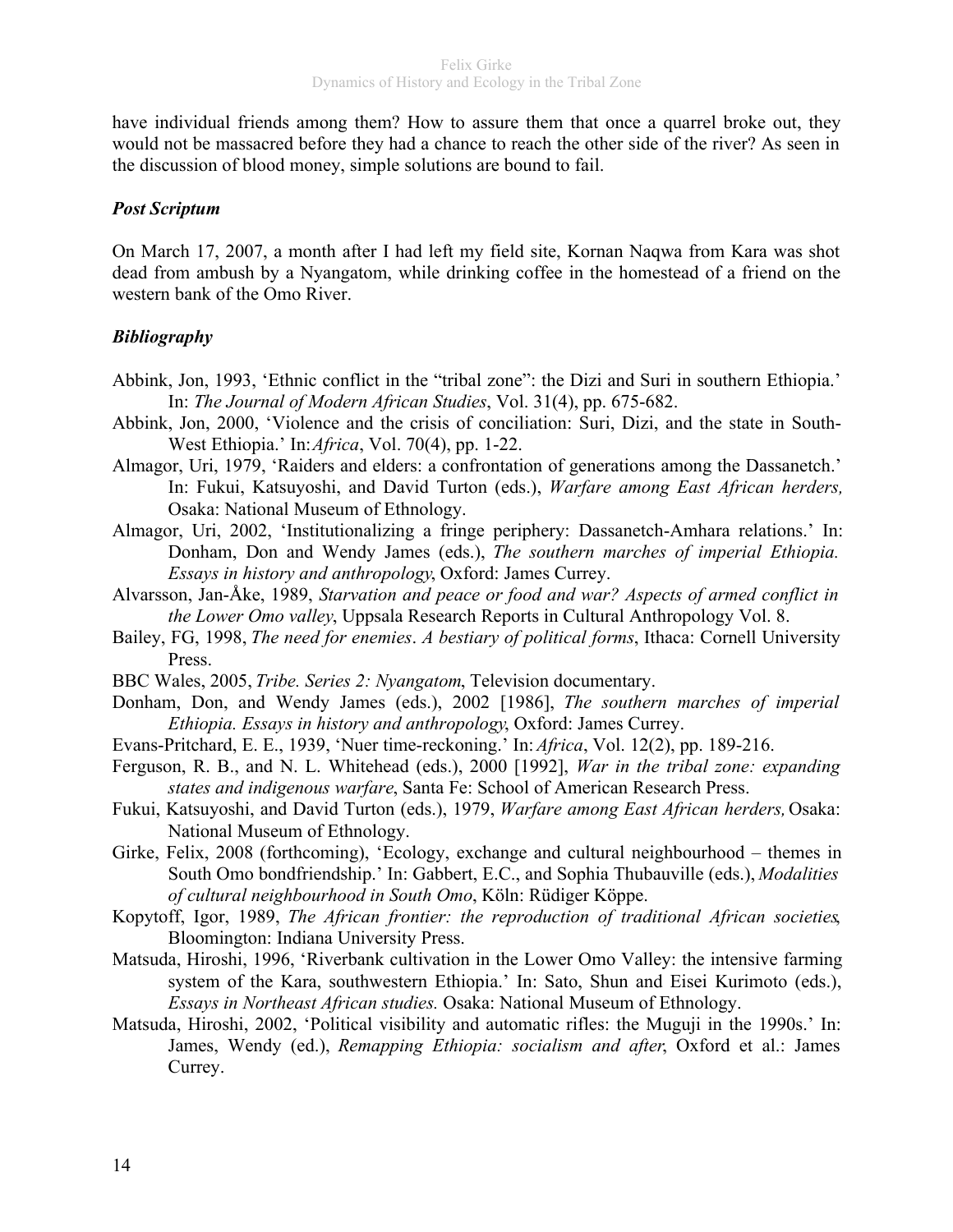have individual friends among them? How to assure them that once a quarrel broke out, they would not be massacred before they had a chance to reach the other side of the river? As seen in the discussion of blood money, simple solutions are bound to fail.

### *Post Scriptum*

On March 17, 2007, a month after I had left my field site, Kornan Naqwa from Kara was shot dead from ambush by a Nyangatom, while drinking coffee in the homestead of a friend on the western bank of the Omo River.

### *Bibliography*

Abbink, Jon, 1993, 'Ethnic conflict in the "tribal zone": the Dizi and Suri in southern Ethiopia.' In: *The Journal of Modern African Studies*, Vol. 31(4), pp. 675-682.

Abbink, Jon, 2000, 'Violence and the crisis of conciliation: Suri, Dizi, and the state in South-West Ethiopia.' In: *Africa*, Vol. 70(4), pp. 1-22.

Almagor, Uri, 1979, 'Raiders and elders: a confrontation of generations among the Dassanetch.' In: Fukui, Katsuyoshi, and David Turton (eds.), *Warfare among East African herders,* Osaka: National Museum of Ethnology.

Almagor, Uri, 2002, 'Institutionalizing a fringe periphery: Dassanetch-Amhara relations.' In: Donham, Don and Wendy James (eds.), *The southern marches of imperial Ethiopia. Essays in history and anthropology*, Oxford: James Currey.

Alvarsson, Jan-Åke, 1989, *Starvation and peace or food and war? Aspects of armed conflict in the Lower Omo valley*, Uppsala Research Reports in Cultural Anthropology Vol. 8.

Bailey, FG, 1998, *The need for enemies*. *A bestiary of political forms*, Ithaca: Cornell University Press.

BBC Wales, 2005, *Tribe. Series 2: Nyangatom*, Television documentary.

Donham, Don, and Wendy James (eds.), 2002 [1986], *The southern marches of imperial Ethiopia. Essays in history and anthropology*, Oxford: James Currey.

Evans-Pritchard, E. E., 1939, 'Nuer time-reckoning.' In: *Africa*, Vol. 12(2), pp. 189-216.

Ferguson, R. B., and N. L. Whitehead (eds.), 2000 [1992], *War in the tribal zone: expanding states and indigenous warfare*, Santa Fe: School of American Research Press.

Fukui, Katsuyoshi, and David Turton (eds.), 1979, *Warfare among East African herders,* Osaka: National Museum of Ethnology.

Girke, Felix, 2008 (forthcoming), 'Ecology, exchange and cultural neighbourhood – themes in South Omo bondfriendship.' In: Gabbert, E.C., and Sophia Thubauville (eds.), *Modalities of cultural neighbourhood in South Omo*, Köln: Rüdiger Köppe.

Kopytoff, Igor, 1989, *The African frontier: the reproduction of traditional African societies*, Bloomington: Indiana University Press.

Matsuda, Hiroshi, 1996, 'Riverbank cultivation in the Lower Omo Valley: the intensive farming system of the Kara, southwestern Ethiopia.' In: Sato, Shun and Eisei Kurimoto (eds.), *Essays in Northeast African studies.* Osaka: National Museum of Ethnology.

Matsuda, Hiroshi, 2002, 'Political visibility and automatic rifles: the Muguji in the 1990s.' In: James, Wendy (ed.), *Remapping Ethiopia: socialism and after*, Oxford et al.: James Currey.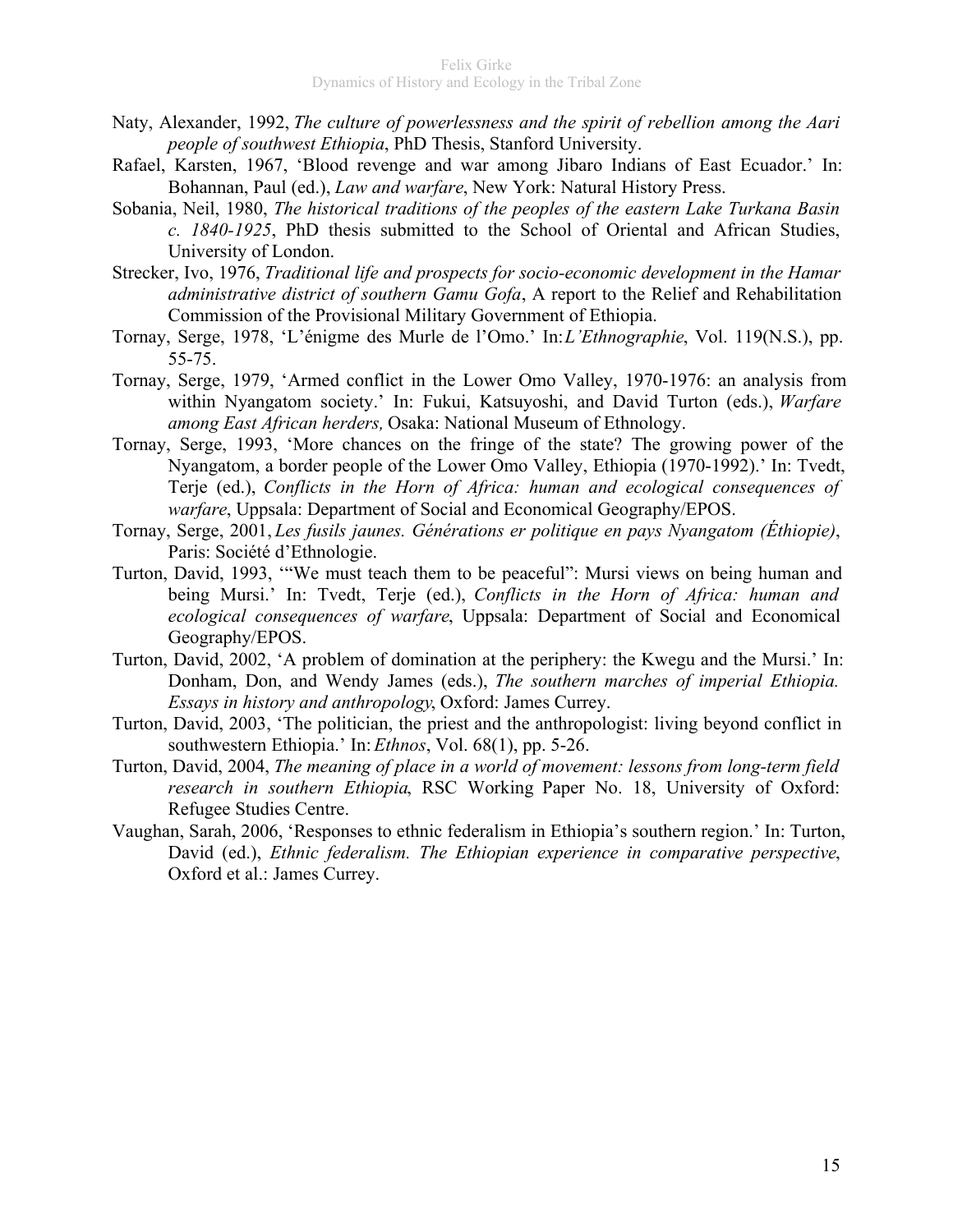Naty, Alexander, 1992, *The culture of powerlessness and the spirit of rebellion among the Aari people of southwest Ethiopia*, PhD Thesis, Stanford University.

Rafael, Karsten, 1967, 'Blood revenge and war among Jibaro Indians of East Ecuador.' In: Bohannan, Paul (ed.), *Law and warfare*, New York: Natural History Press.

Sobania, Neil, 1980, *The historical traditions of the peoples of the eastern Lake Turkana Basin c. 1840-1925*, PhD thesis submitted to the School of Oriental and African Studies, University of London.

Strecker, Ivo, 1976, *Traditional life and prospects for socio-economic development in the Hamar administrative district of southern Gamu Gofa*, A report to the Relief and Rehabilitation Commission of the Provisional Military Government of Ethiopia.

Tornay, Serge, 1978, 'L'énigme des Murle de l'Omo.' In: *L'Ethnographie*, Vol. 119(N.S.), pp. 55-75.

Tornay, Serge, 1979, 'Armed conflict in the Lower Omo Valley, 1970-1976: an analysis from within Nyangatom society.' In: Fukui, Katsuyoshi, and David Turton (eds.), *Warfare among East African herders,* Osaka: National Museum of Ethnology.

Tornay, Serge, 1993, 'More chances on the fringe of the state? The growing power of the Nyangatom, a border people of the Lower Omo Valley, Ethiopia (1970-1992).' In: Tvedt, Terje (ed.), *Conflicts in the Horn of Africa: human and ecological consequences of warfare*, Uppsala: Department of Social and Economical Geography/EPOS.

Tornay, Serge, 2001, *Les fusils jaunes. Générations er politique en pays Nyangatom (Éthiopie)*, Paris: Société d'Ethnologie.

Turton, David, 1993, '"We must teach them to be peaceful": Mursi views on being human and being Mursi.' In: Tvedt, Terje (ed.), *Conflicts in the Horn of Africa: human and ecological consequences of warfare*, Uppsala: Department of Social and Economical Geography/EPOS.

Turton, David, 2002, 'A problem of domination at the periphery: the Kwegu and the Mursi.' In: Donham, Don, and Wendy James (eds.), *The southern marches of imperial Ethiopia. Essays in history and anthropology*, Oxford: James Currey.

Turton, David, 2003, 'The politician, the priest and the anthropologist: living beyond conflict in southwestern Ethiopia.' In: *Ethnos*, Vol. 68(1), pp. 5-26.

Turton, David, 2004, *The meaning of place in a world of movement: lessons from long-term field research in southern Ethiopia*, RSC Working Paper No. 18, University of Oxford: Refugee Studies Centre.

Vaughan, Sarah, 2006, 'Responses to ethnic federalism in Ethiopia's southern region.' In: Turton, David (ed.), *Ethnic federalism. The Ethiopian experience in comparative perspective*, Oxford et al.: James Currey.